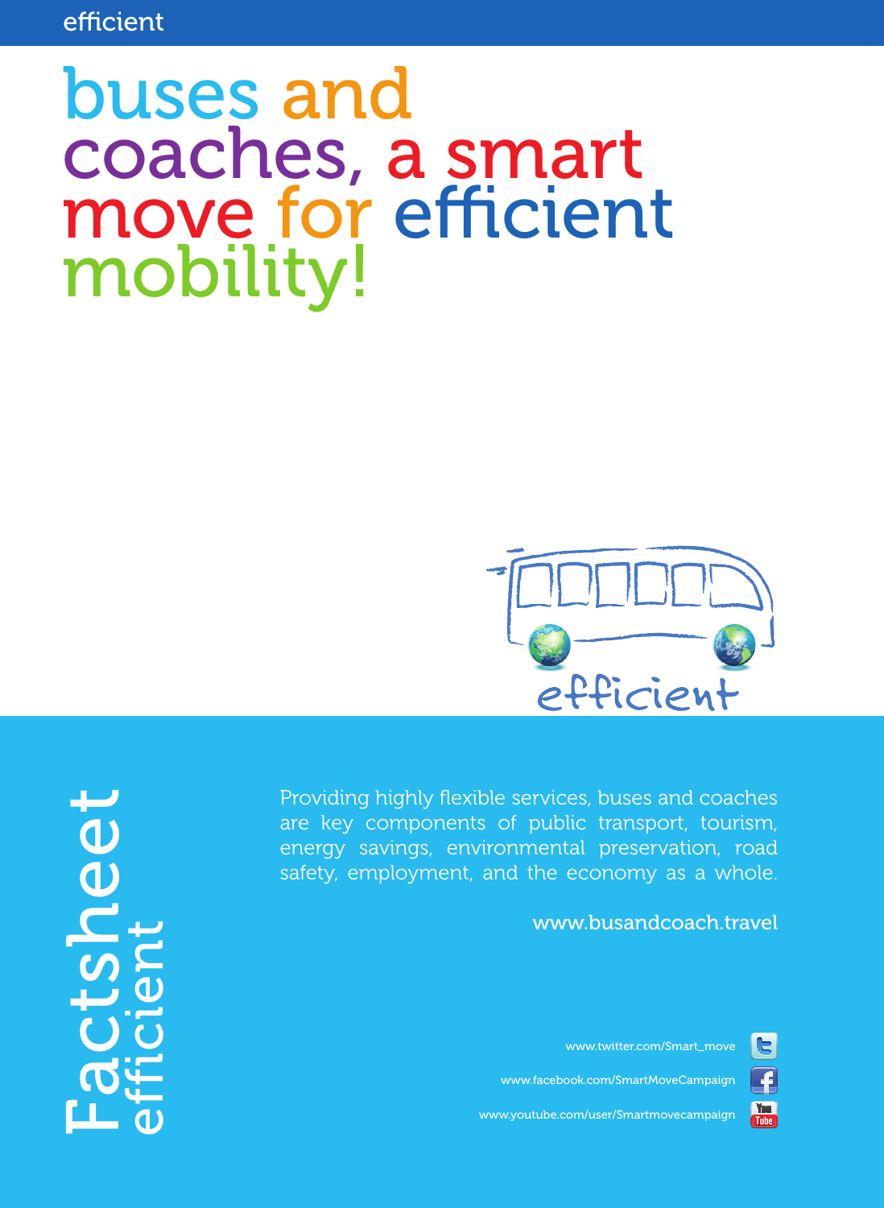# buses and coaches, a smart move for efficient mobility!

Factsheet efficient

Providing highly flexible services, buses and coaches are key components of public transport, tourism, energy savings, environmental preservation, road safety, employment, and the economy as a whole.

www.busandcoach.travel

www.twitter.com/Smart_move

www.facebook.com/SmartMoveCampaign

www.youtube.com/user/Smartmovecampaign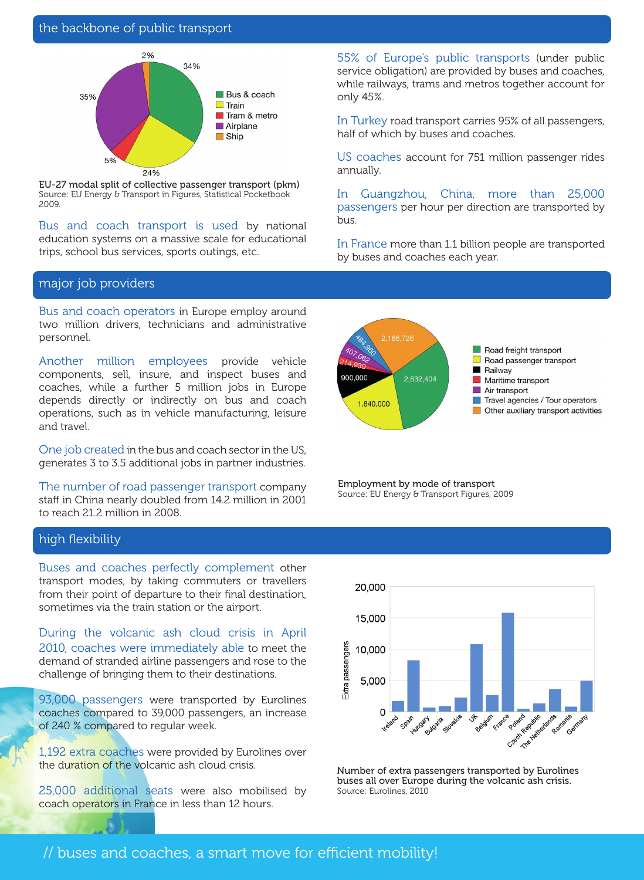## the backbone of public transport

2%
34%
35%
5%
24%

Bus & coach
Train
Tram & metro
Airplane
Ship

**EU-27 modal split of collective passenger transport (pkm)**
Source: EU Energy & Transport in Figures, Statistical Pocketbook 2009.

Bus and coach transport is used by national education systems on a massive scale for educational trips, school bus services, sports outings, etc.

55% of Europe's public transports (under public service obligation) are provided by buses and coaches, while railways, trams and metros together account for only 45%.

In Turkey road transport carries 95% of all passengers, half of which by buses and coaches.

US coaches account for 751 million passenger rides annually.

In Guangzhou, China, more than 25,000 passengers per hour per direction are transported by bus.

In France more than 1.1 billion people are transported by buses and coaches each year.

## major job providers

Bus and coach operators in Europe employ around two million drivers, technicians and administrative personnel.

Another million employees provide vehicle components, sell, insure, and inspect buses and coaches, while a further 5 million jobs in Europe depends directly or indirectly on bus and coach operations, such as in vehicle manufacturing, leisure and travel.

One job created in the bus and coach sector in the US, generates 3 to 3.5 additional jobs in partner industries.

The number of road passenger transport company staff in China nearly doubled from 14.2 million in 2001 to reach 21.2 million in 2008.

484,960
407,062
214,930
900,000
2,186,726
2,832,404
1,840,000

Road freight transport
Road passenger transport
Railway
Maritime transport
Air transport
Travel agencies / Tour operators
Other auxiliary transport activities

**Employment by mode of transport**
Source: EU Energy & Transport Figures, 2009

## high flexibility

Buses and coaches perfectly complement other transport modes, by taking commuters or travellers from their point of departure to their final destination, sometimes via the train station or the airport.

During the volcanic ash cloud crisis in April 2010, coaches were immediately able to meet the demand of stranded airline passengers and rose to the challenge of bringing them to their destinations.

93,000 passengers were transported by Eurolines coaches compared to 39,000 passengers, an increase of 240 % compared to regular week.

1,192 extra coaches were provided by Eurolines over the duration of the volcanic ash cloud crisis.

25,000 additional seats were also mobilised by coach operators in France in less than 12 hours.

20,000
15,000
10,000
5,000
0
Extra passengers
Ireland
Spain
Hungary
Bulgaria
Slovakia
UK
Belgium
France
Poland
Czech Republic
The Netherlands
Romania
Germany

**Number of extra passengers transported by Eurolines buses all over Europe during the volcanic ash crisis.**
Source: Eurolines, 2010

// buses and coaches, a smart move for efficient mobility!